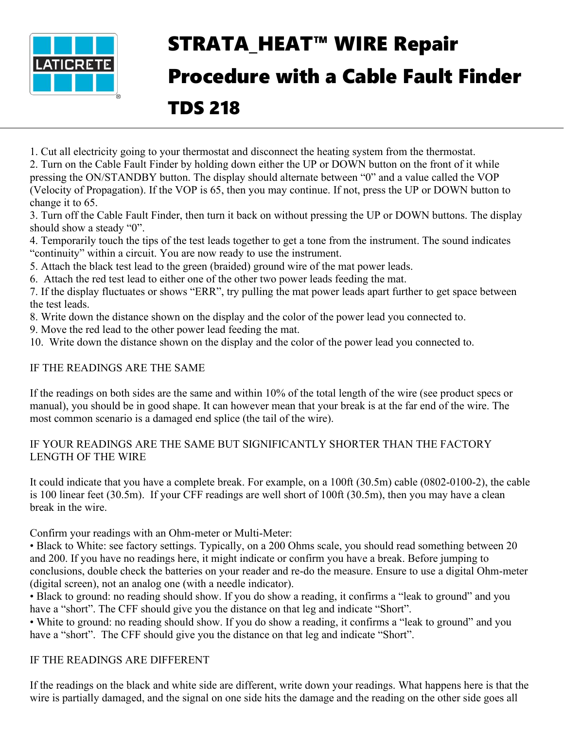# STRATA_HEAT™ WIRE Repair Procedure with a Cable Fault Finder

# TDS 218

1. Cut all electricity going to your thermostat and disconnect the heating system from the thermostat.
2. Turn on the Cable Fault Finder by holding down either the UP or DOWN button on the front of it while pressing the ON/STANDBY button. The display should alternate between “0” and a value called the VOP (Velocity of Propagation). If the VOP is 65, then you may continue. If not, press the UP or DOWN button to change it to 65.
3. Turn off the Cable Fault Finder, then turn it back on without pressing the UP or DOWN buttons. The display should show a steady “0”.
4. Temporarily touch the tips of the test leads together to get a tone from the instrument. The sound indicates “continuity” within a circuit. You are now ready to use the instrument.
5. Attach the black test lead to the green (braided) ground wire of the mat power leads.
6. Attach the red test lead to either one of the other two power leads feeding the mat.
7. If the display fluctuates or shows “ERR”, try pulling the mat power leads apart further to get space between the test leads.
8. Write down the distance shown on the display and the color of the power lead you connected to.
9. Move the red lead to the other power lead feeding the mat.
10. Write down the distance shown on the display and the color of the power lead you connected to.

IF THE READINGS ARE THE SAME

If the readings on both sides are the same and within 10% of the total length of the wire (see product specs or manual), you should be in good shape. It can however mean that your break is at the far end of the wire. The most common scenario is a damaged end splice (the tail of the wire).

IF YOUR READINGS ARE THE SAME BUT SIGNIFICANTLY SHORTER THAN THE FACTORY LENGTH OF THE WIRE

It could indicate that you have a complete break. For example, on a 100ft (30.5m) cable (0802-0100-2), the cable is 100 linear feet (30.5m). If your CFF readings are well short of 100ft (30.5m), then you may have a clean break in the wire.

Confirm your readings with an Ohm-meter or Multi-Meter:

- Black to White: see factory settings. Typically, on a 200 Ohms scale, you should read something between 20 and 200. If you have no readings here, it might indicate or confirm you have a break. Before jumping to conclusions, double check the batteries on your reader and re-do the measure. Ensure to use a digital Ohm-meter (digital screen), not an analog one (with a needle indicator).
- Black to ground: no reading should show. If you do show a reading, it confirms a “leak to ground” and you have a “short”. The CFF should give you the distance on that leg and indicate “Short”.
- White to ground: no reading should show. If you do show a reading, it confirms a “leak to ground” and you have a “short”. The CFF should give you the distance on that leg and indicate “Short”.

IF THE READINGS ARE DIFFERENT

If the readings on the black and white side are different, write down your readings. What happens here is that the wire is partially damaged, and the signal on one side hits the damage and the reading on the other side goes all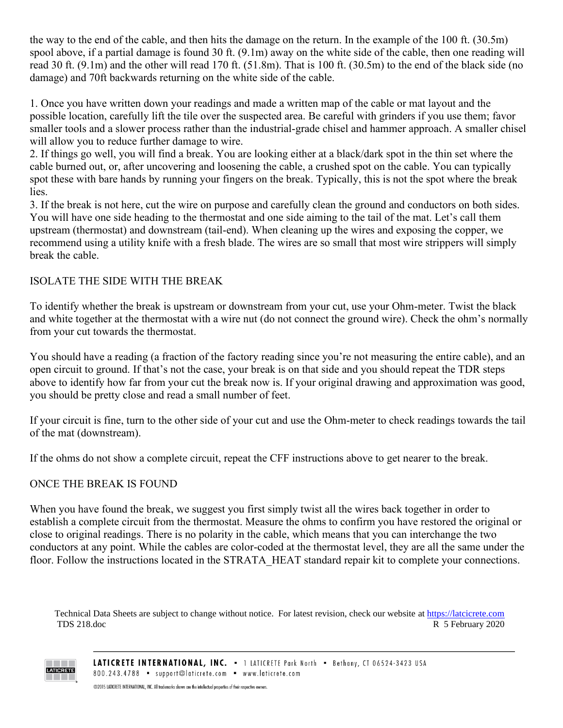the way to the end of the cable, and then hits the damage on the return. In the example of the 100 ft. (30.5m) spool above, if a partial damage is found 30 ft. (9.1m) away on the white side of the cable, then one reading will read 30 ft. (9.1m) and the other will read 170 ft. (51.8m). That is 100 ft. (30.5m) to the end of the black side (no damage) and 70ft backwards returning on the white side of the cable.

1. Once you have written down your readings and made a written map of the cable or mat layout and the possible location, carefully lift the tile over the suspected area. Be careful with grinders if you use them; favor smaller tools and a slower process rather than the industrial-grade chisel and hammer approach. A smaller chisel will allow you to reduce further damage to wire.
2. If things go well, you will find a break. You are looking either at a black/dark spot in the thin set where the cable burned out, or, after uncovering and loosening the cable, a crushed spot on the cable. You can typically spot these with bare hands by running your fingers on the break. Typically, this is not the spot where the break lies.
3. If the break is not here, cut the wire on purpose and carefully clean the ground and conductors on both sides. You will have one side heading to the thermostat and one side aiming to the tail of the mat. Let's call them upstream (thermostat) and downstream (tail-end). When cleaning up the wires and exposing the copper, we recommend using a utility knife with a fresh blade. The wires are so small that most wire strippers will simply break the cable.

## ISOLATE THE SIDE WITH THE BREAK

To identify whether the break is upstream or downstream from your cut, use your Ohm-meter. Twist the black and white together at the thermostat with a wire nut (do not connect the ground wire). Check the ohm's normally from your cut towards the thermostat.

You should have a reading (a fraction of the factory reading since you're not measuring the entire cable), and an open circuit to ground. If that's not the case, your break is on that side and you should repeat the TDR steps above to identify how far from your cut the break now is. If your original drawing and approximation was good, you should be pretty close and read a small number of feet.

If your circuit is fine, turn to the other side of your cut and use the Ohm-meter to check readings towards the tail of the mat (downstream).

If the ohms do not show a complete circuit, repeat the CFF instructions above to get nearer to the break.

## ONCE THE BREAK IS FOUND

When you have found the break, we suggest you first simply twist all the wires back together in order to establish a complete circuit from the thermostat. Measure the ohms to confirm you have restored the original or close to original readings. There is no polarity in the cable, which means that you can interchange the two conductors at any point. While the cables are color-coded at the thermostat level, they are all the same under the floor. Follow the instructions located in the STRATA_HEAT standard repair kit to complete your connections.

Technical Data Sheets are subject to change without notice. For latest revision, check our website at https://latcicrete.com
TDS 218.doc R 5 February 2020

**LATICRETE INTERNATIONAL, INC.** ▪ 1 LATICRETE Park North ▪ Bethany, CT 06524-3423 USA
800.243.4788 ▪ support@laticrete.com ▪ www.laticrete.com

©2015 LATICRETE INTERNATIONAL, INC. All trademarks shown are the intellectual properties of their respective owners.